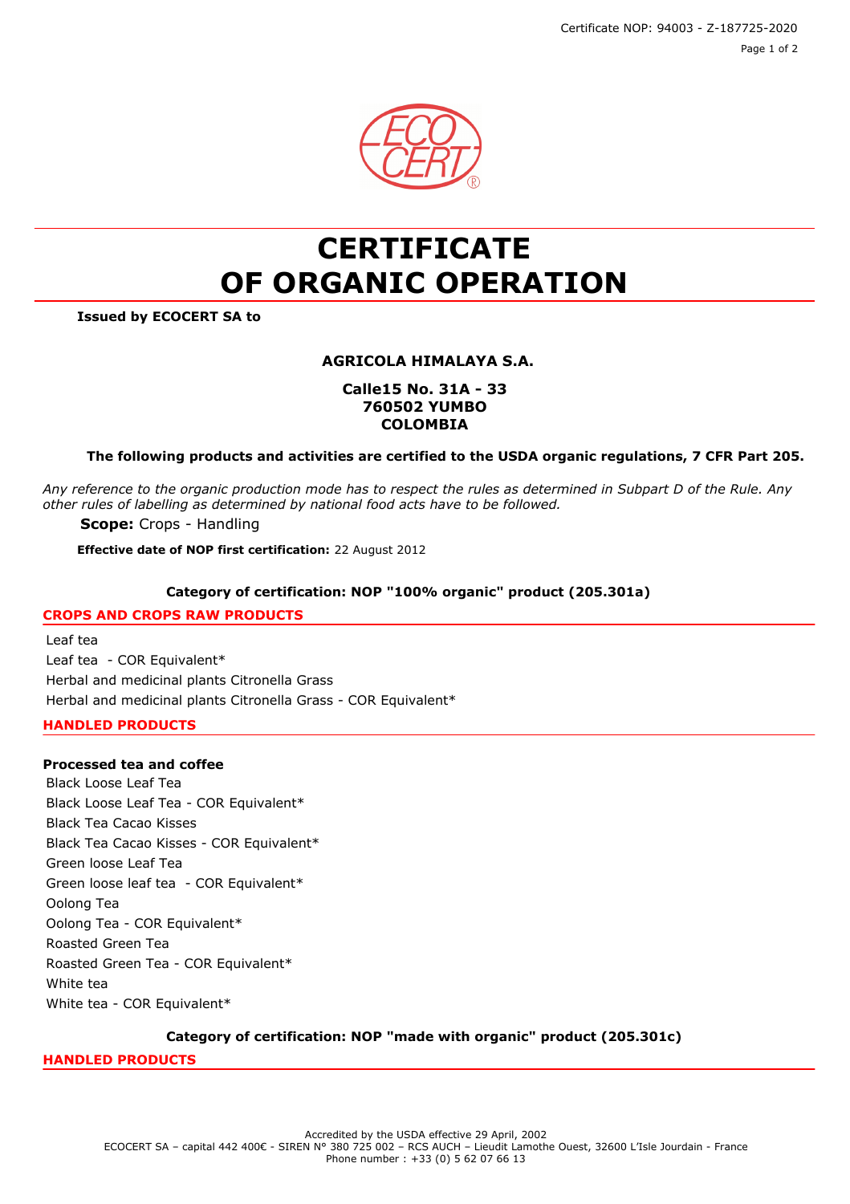# CERTIFICATE OF ORGANIC OPERATION

**Issued by ECOCERT SA to**

**AGRICOLA HIMALAYA S.A.**

**Calle15 No. 31A - 33**
**760502 YUMBO**
**COLOMBIA**

**The following products and activities are certified to the USDA organic regulations, 7 CFR Part 205.**

*Any reference to the organic production mode has to respect the rules as determined in Subpart D of the Rule. Any other rules of labelling as determined by national food acts have to be followed.*

**Scope:** Crops - Handling

**Effective date of NOP first certification:** 22 August 2012

**Category of certification: NOP "100% organic" product (205.301a)**

## CROPS AND CROPS RAW PRODUCTS

Leaf tea
Leaf tea - COR Equivalent*
Herbal and medicinal plants Citronella Grass
Herbal and medicinal plants Citronella Grass - COR Equivalent*

## HANDLED PRODUCTS

**Processed tea and coffee**

Black Loose Leaf Tea
Black Loose Leaf Tea - COR Equivalent*
Black Tea Cacao Kisses
Black Tea Cacao Kisses - COR Equivalent*
Green loose Leaf Tea
Green loose leaf tea - COR Equivalent*
Oolong Tea
Oolong Tea - COR Equivalent*
Roasted Green Tea
Roasted Green Tea - COR Equivalent*
White tea
White tea - COR Equivalent*

**Category of certification: NOP "made with organic" product (205.301c)**

## HANDLED PRODUCTS

Accredited by the USDA effective 29 April, 2002
ECOCERT SA – capital 442 400€ - SIREN N° 380 725 002 – RCS AUCH – Lieudit Lamothe Ouest, 32600 L'Isle Jourdain - France
Phone number : +33 (0) 5 62 07 66 13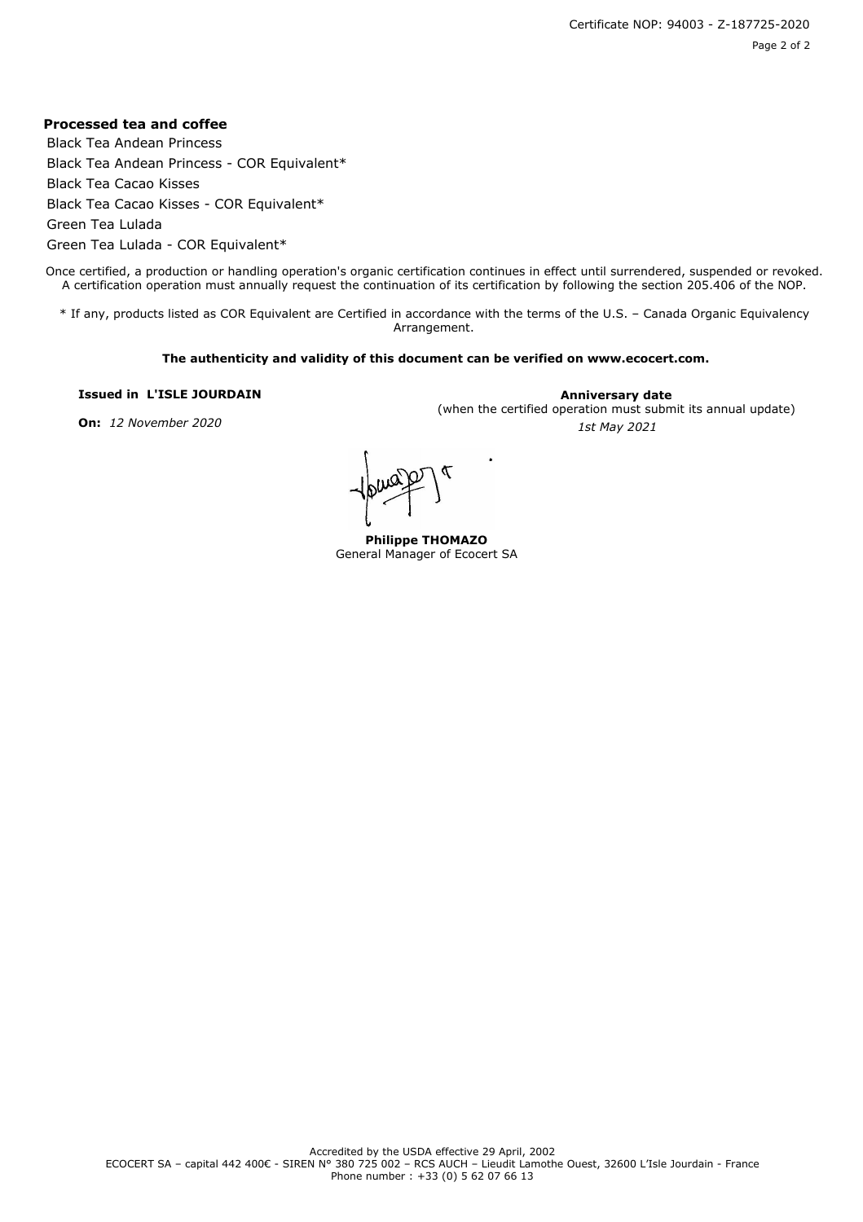Certificate NOP: 94003 - Z-187725-2020

**Processed tea and coffee**

Black Tea Andean Princess
Black Tea Andean Princess - COR Equivalent*
Black Tea Cacao Kisses
Black Tea Cacao Kisses - COR Equivalent*
Green Tea Lulada
Green Tea Lulada - COR Equivalent*

Once certified, a production or handling operation's organic certification continues in effect until surrendered, suspended or revoked. A certification operation must annually request the continuation of its certification by following the section 205.406 of the NOP.

* If any, products listed as COR Equivalent are Certified in accordance with the terms of the U.S. – Canada Organic Equivalency Arrangement.

**The authenticity and validity of this document can be verified on www.ecocert.com.**

**Issued in L'ISLE JOURDAIN**

**On:** *12 November 2020*

**Anniversary date**
(when the certified operation must submit its annual update)
*1st May 2021*

**Philippe THOMAZO**
General Manager of Ecocert SA

Accredited by the USDA effective 29 April, 2002
ECOCERT SA – capital 442 400€ - SIREN N° 380 725 002 – RCS AUCH – Lieudit Lamothe Ouest, 32600 L'Isle Jourdain - France
Phone number : +33 (0) 5 62 07 66 13